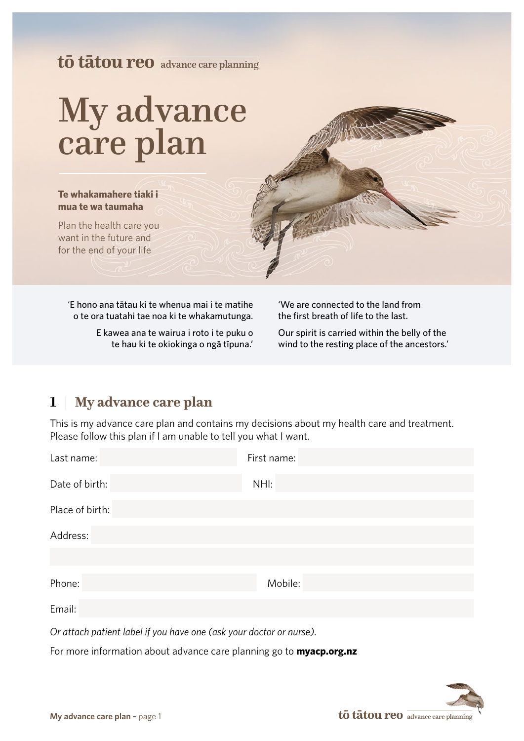tō tātou reo advance care planning

# My advance care plan

**Te whakamahere tiaki i mua te wa taumaha**

Plan the health care you want in the future and for the end of your life

'E hono ana tātau ki te whenua mai i te matihe o te ora tuatahi tae noa ki te whakamutunga.

E kawea ana te wairua i roto i te puku o te hau ki te okiokinga o ngā tīpuna.'

'We are connected to the land from the first breath of life to the last.

Our spirit is carried within the belly of the wind to the resting place of the ancestors.'

## 1 | My advance care plan

This is my advance care plan and contains my decisions about my health care and treatment. Please follow this plan if I am unable to tell you what I want.

Last name: ______________________ First name: ______________________

Date of birth: ______________________ NHI: ______________________

Place of birth: ______________________

Address: ______________________

______________________

Phone: ______________________ Mobile: ______________________

Email: ______________________

*Or attach patient label if you have one (ask your doctor or nurse).*

For more information about advance care planning go to **myacp.org.nz**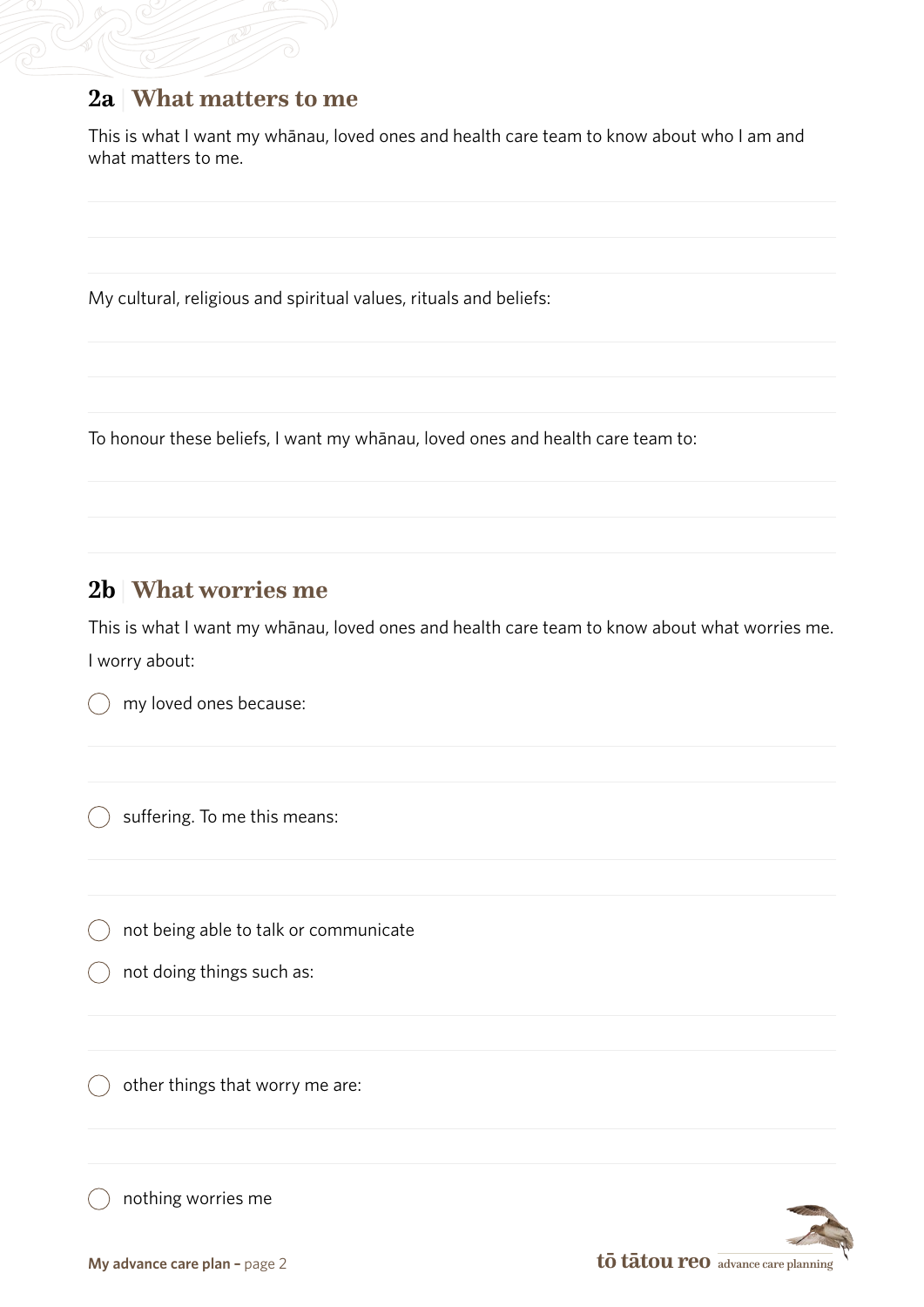## 2a | What matters to me

This is what I want my whānau, loved ones and health care team to know about who I am and what matters to me.

My cultural, religious and spiritual values, rituals and beliefs:

To honour these beliefs, I want my whānau, loved ones and health care team to:

## 2b | What worries me

This is what I want my whānau, loved ones and health care team to know about what worries me.

I worry about:

- ◯ my loved ones because:
- ◯ suffering. To me this means:
- ◯ not being able to talk or communicate
- ◯ not doing things such as:
- ◯ other things that worry me are:
- ◯ nothing worries me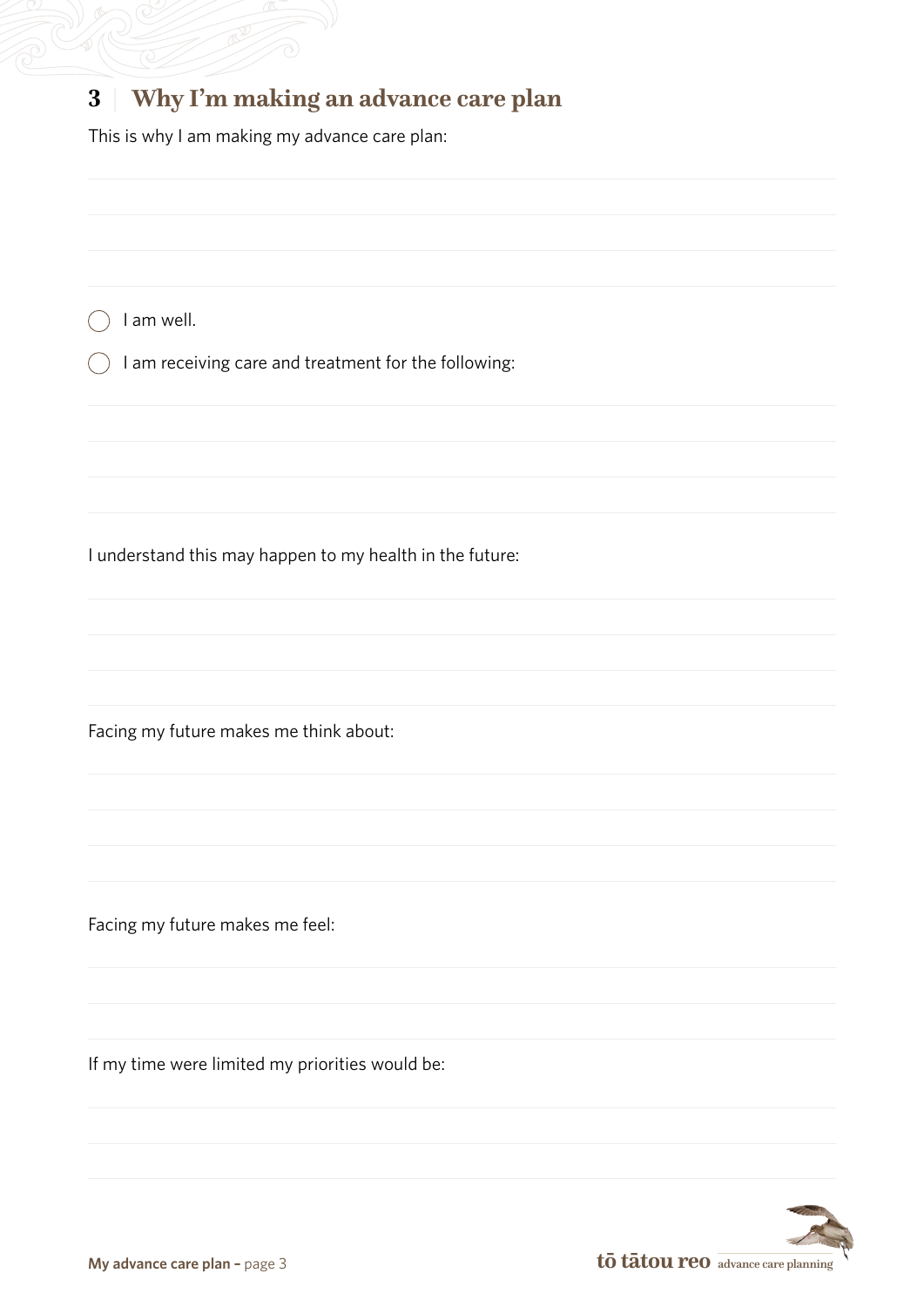## 3 | Why I'm making an advance care plan

This is why I am making my advance care plan:

- ◯ I am well.
- ◯ I am receiving care and treatment for the following:

I understand this may happen to my health in the future:

Facing my future makes me think about:

Facing my future makes me feel:

If my time were limited my priorities would be: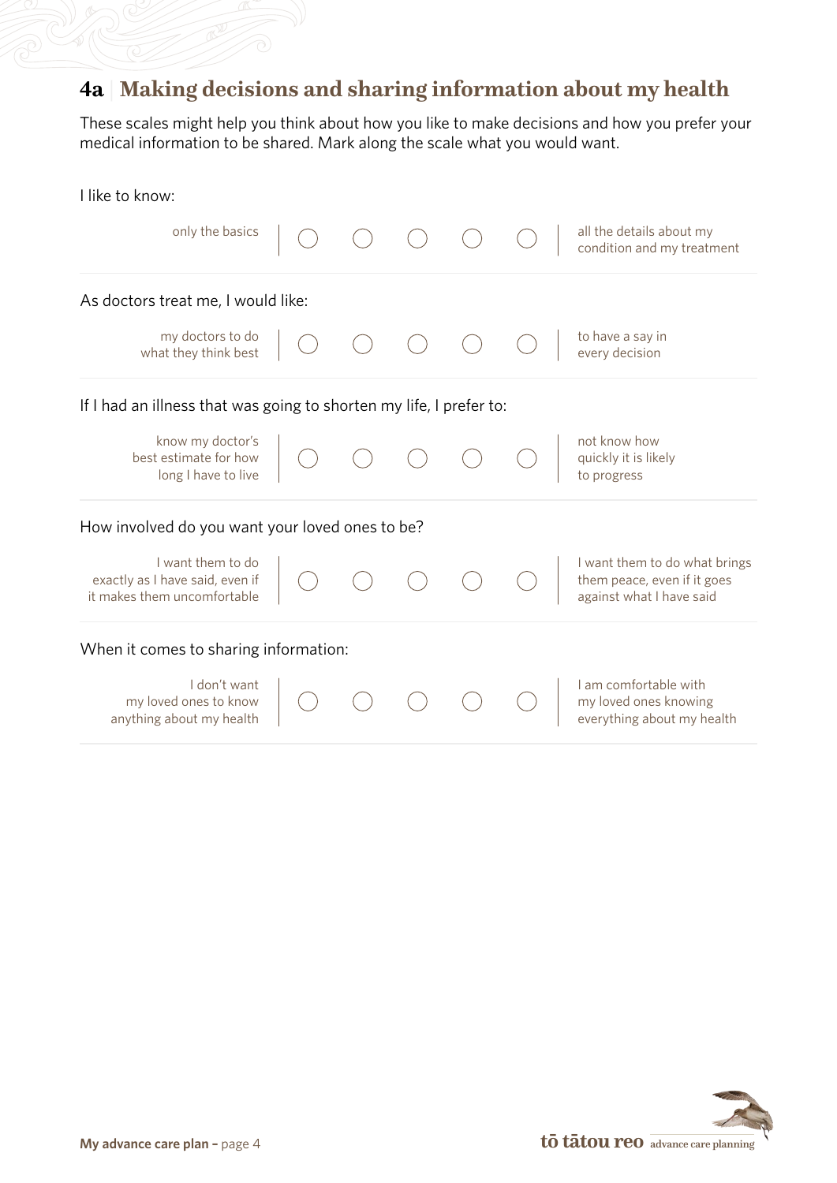## 4a | Making decisions and sharing information about my health

These scales might help you think about how you like to make decisions and how you prefer your medical information to be shared. Mark along the scale what you would want.

I like to know:

| | | | | | | |
|---|---|---|---|---|---|---|
| only the basics | ○ | ○ | ○ | ○ | ○ | all the details about my condition and my treatment |

As doctors treat me, I would like:

| | | | | | | |
|---|---|---|---|---|---|---|
| my doctors to do what they think best | ○ | ○ | ○ | ○ | ○ | to have a say in every decision |

If I had an illness that was going to shorten my life, I prefer to:

| | | | | | | |
|---|---|---|---|---|---|---|
| know my doctor's best estimate for how long I have to live | ○ | ○ | ○ | ○ | ○ | not know how quickly it is likely to progress |

How involved do you want your loved ones to be?

| | | | | | | |
|---|---|---|---|---|---|---|
| I want them to do exactly as I have said, even if it makes them uncomfortable | ○ | ○ | ○ | ○ | ○ | I want them to do what brings them peace, even if it goes against what I have said |

When it comes to sharing information:

| | | | | | | |
|---|---|---|---|---|---|---|
| I don't want my loved ones to know anything about my health | ○ | ○ | ○ | ○ | ○ | I am comfortable with my loved ones knowing everything about my health |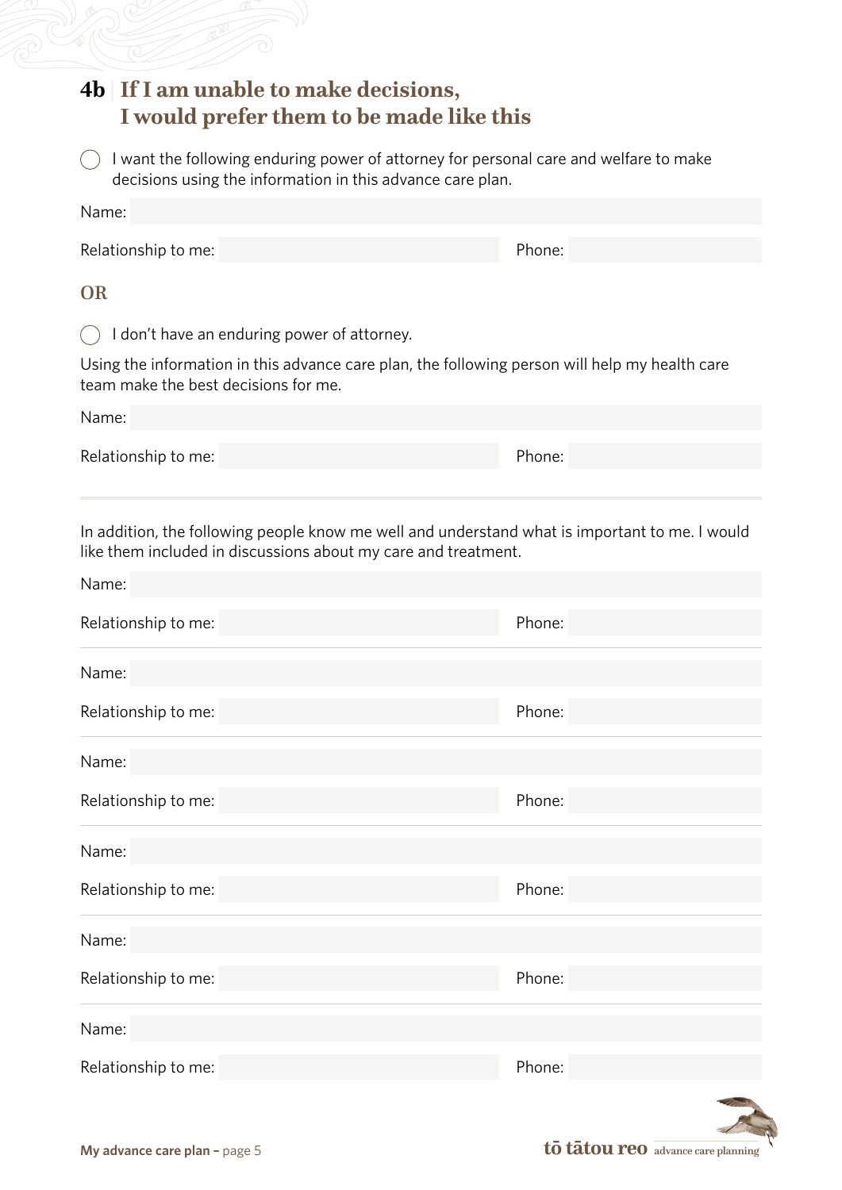## 4b If I am unable to make decisions, I would prefer them to be made like this

◯ I want the following enduring power of attorney for personal care and welfare to make decisions using the information in this advance care plan.

Name:

Relationship to me: Phone:

**OR**

◯ I don't have an enduring power of attorney.

Using the information in this advance care plan, the following person will help my health care team make the best decisions for me.

Name:

Relationship to me: Phone:

---

In addition, the following people know me well and understand what is important to me. I would like them included in discussions about my care and treatment.

Name:

Relationship to me: Phone:

Name:

Relationship to me: Phone:

Name:

Relationship to me: Phone:

Name:

Relationship to me: Phone:

Name:

Relationship to me: Phone:

Name:

Relationship to me: Phone: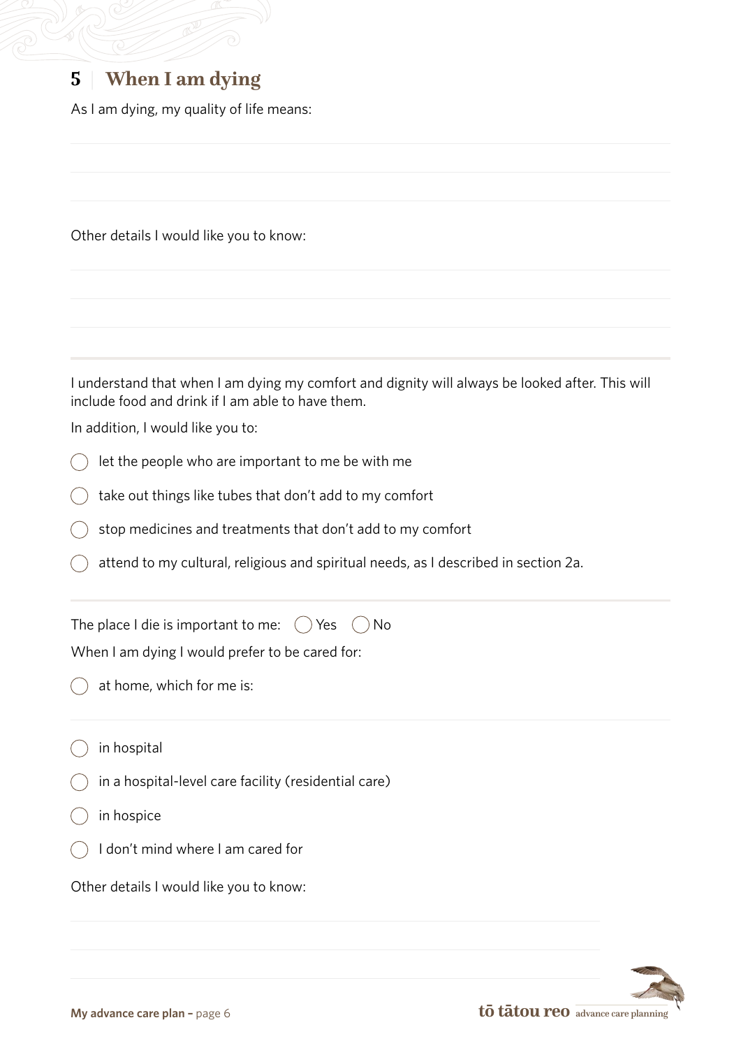## 5 | When I am dying

As I am dying, my quality of life means:

Other details I would like you to know:

---

I understand that when I am dying my comfort and dignity will always be looked after. This will include food and drink if I am able to have them.

In addition, I would like you to:

- ◯ let the people who are important to me be with me
- ◯ take out things like tubes that don't add to my comfort
- ◯ stop medicines and treatments that don't add to my comfort
- ◯ attend to my cultural, religious and spiritual needs, as I described in section 2a.

---

The place I die is important to me: ◯ Yes ◯ No

When I am dying I would prefer to be cared for:

- ◯ at home, which for me is:
- ◯ in hospital
- ◯ in a hospital-level care facility (residential care)
- ◯ in hospice
- ◯ I don't mind where I am cared for

Other details I would like you to know: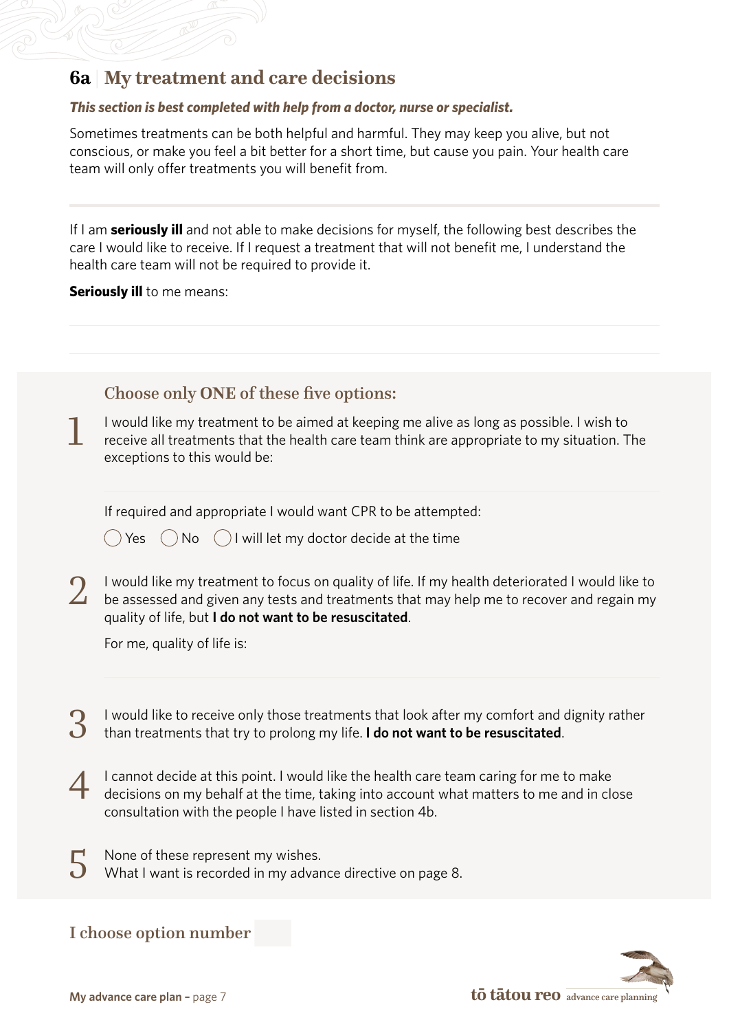## 6a | My treatment and care decisions

***This section is best completed with help from a doctor, nurse or specialist.***

Sometimes treatments can be both helpful and harmful. They may keep you alive, but not conscious, or make you feel a bit better for a short time, but cause you pain. Your health care team will only offer treatments you will benefit from.

If I am **seriously ill** and not able to make decisions for myself, the following best describes the care I would like to receive. If I request a treatment that will not benefit me, I understand the health care team will not be required to provide it.

**Seriously ill** to me means:

### Choose only ONE of these five options:

1 I would like my treatment to be aimed at keeping me alive as long as possible. I wish to receive all treatments that the health care team think are appropriate to my situation. The exceptions to this would be:

If required and appropriate I would want CPR to be attempted:

◯ Yes ◯ No ◯ I will let my doctor decide at the time

2 I would like my treatment to focus on quality of life. If my health deteriorated I would like to be assessed and given any tests and treatments that may help me to recover and regain my quality of life, but **I do not want to be resuscitated**.

For me, quality of life is:

3 I would like to receive only those treatments that look after my comfort and dignity rather than treatments that try to prolong my life. **I do not want to be resuscitated**.

4 I cannot decide at this point. I would like the health care team caring for me to make decisions on my behalf at the time, taking into account what matters to me and in close consultation with the people I have listed in section 4b.

5 None of these represent my wishes.
What I want is recorded in my advance directive on page 8.

**I choose option number**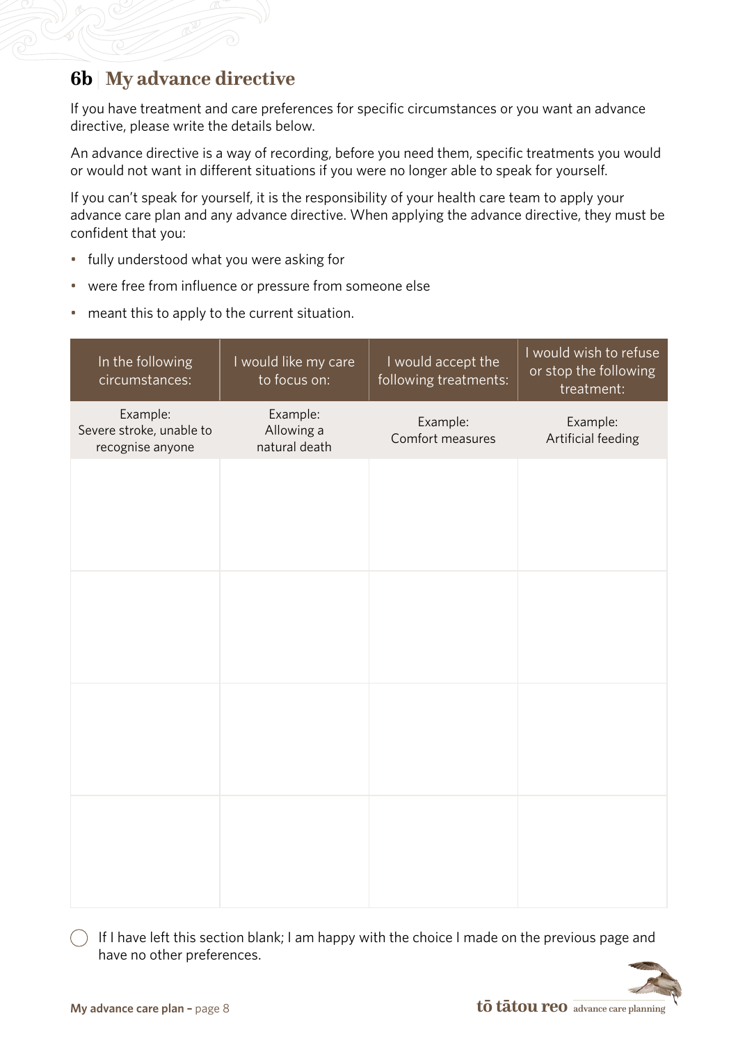## 6b My advance directive

If you have treatment and care preferences for specific circumstances or you want an advance directive, please write the details below.

An advance directive is a way of recording, before you need them, specific treatments you would or would not want in different situations if you were no longer able to speak for yourself.

If you can't speak for yourself, it is the responsibility of your health care team to apply your advance care plan and any advance directive. When applying the advance directive, they must be confident that you:

- fully understood what you were asking for
- were free from influence or pressure from someone else
- meant this to apply to the current situation.

| In the following circumstances: | I would like my care to focus on: | I would accept the following treatments: | I would wish to refuse or stop the following treatment: |
|---|---|---|---|
| Example: Severe stroke, unable to recognise anyone | Example: Allowing a natural death | Example: Comfort measures | Example: Artificial feeding |
| | | | |
| | | | |
| | | | |
| | | | |

◯ If I have left this section blank; I am happy with the choice I made on the previous page and have no other preferences.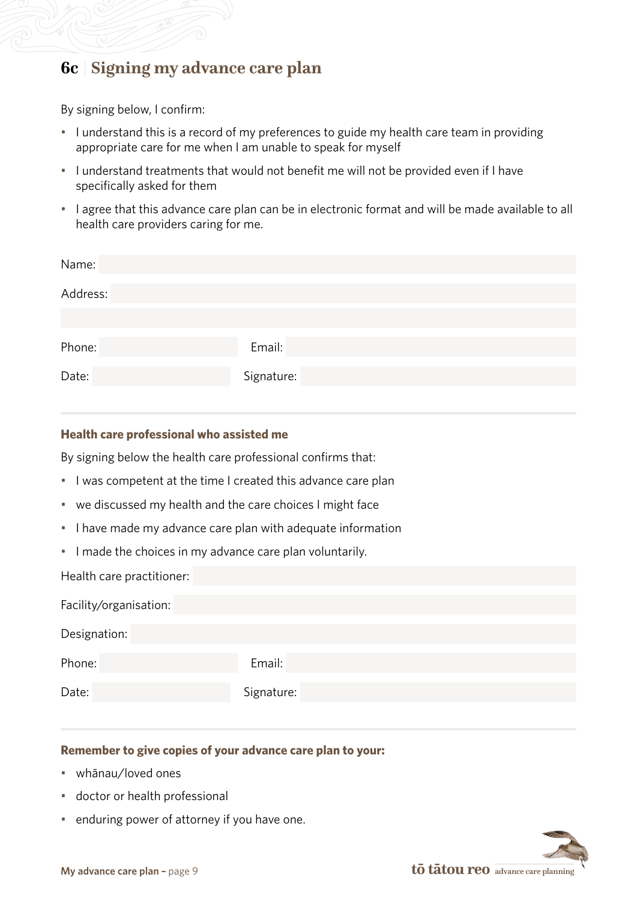## 6c | Signing my advance care plan

By signing below, I confirm:

- I understand this is a record of my preferences to guide my health care team in providing appropriate care for me when I am unable to speak for myself
- I understand treatments that would not benefit me will not be provided even if I have specifically asked for them
- I agree that this advance care plan can be in electronic format and will be made available to all health care providers caring for me.

Name:

Address:

Phone: Email:

Date: Signature:

---

**Health care professional who assisted me**

By signing below the health care professional confirms that:

- I was competent at the time I created this advance care plan
- we discussed my health and the care choices I might face
- I have made my advance care plan with adequate information
- I made the choices in my advance care plan voluntarily.

Health care practitioner:

Facility/organisation:

Designation:

Phone: Email:

Date: Signature:

---

**Remember to give copies of your advance care plan to your:**

- whānau/loved ones
- doctor or health professional
- enduring power of attorney if you have one.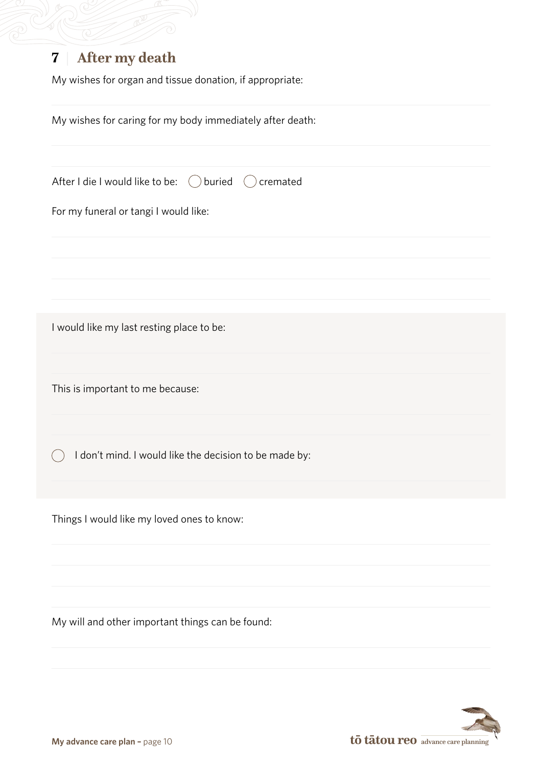## 7 | After my death

My wishes for organ and tissue donation, if appropriate:

My wishes for caring for my body immediately after death:

After I die I would like to be: ◯ buried ◯ cremated

For my funeral or tangi I would like:

I would like my last resting place to be:

This is important to me because:

◯ I don't mind. I would like the decision to be made by:

Things I would like my loved ones to know:

My will and other important things can be found: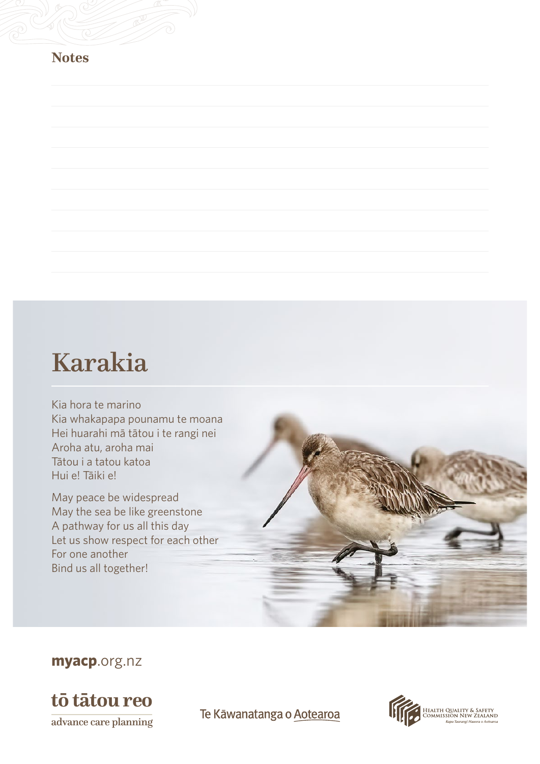## Notes

# Karakia

Kia hora te marino
Kia whakapapa pounamu te moana
Hei huarahi mā tātou i te rangi nei
Aroha atu, aroha mai
Tātou i a tatou katoa
Hui e! Tāiki e!

May peace be widespread
May the sea be like greenstone
A pathway for us all this day
Let us show respect for each other
For one another
Bind us all together!

**myacp**.org.nz

tō tātou reo
advance care planning

Te Kāwanatanga o Aotearoa

Health Quality & Safety Commission New Zealand
Kupu Taurangi Hauora o Aotearoa